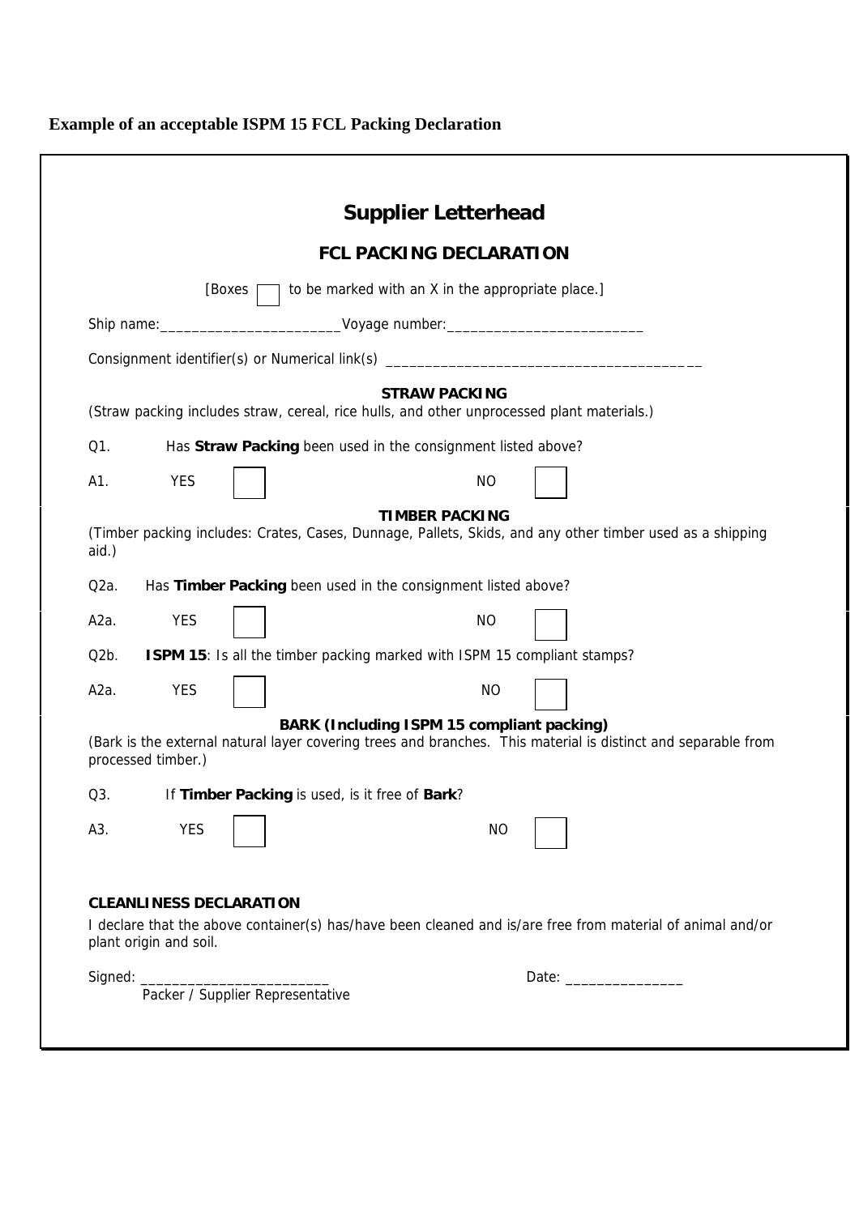**Example of an acceptable ISPM 15 FCL Packing Declaration**

## Supplier Letterhead

### FCL PACKING DECLARATION

[Boxes ☐ to be marked with an X in the appropriate place.]

Ship name:_______________________Voyage number:_________________________

Consignment identifier(s) or Numerical link(s) _______________________________________

**STRAW PACKING**

(Straw packing includes straw, cereal, rice hulls, and other unprocessed plant materials.)

Q1. Has **Straw Packing** been used in the consignment listed above?

A1. YES ☐ NO ☐

**TIMBER PACKING**

(Timber packing includes: Crates, Cases, Dunnage, Pallets, Skids, and any other timber used as a shipping aid.)

Q2a. Has **Timber Packing** been used in the consignment listed above?

A2a. YES ☐ NO ☐

Q2b. **ISPM 15**: Is all the timber packing marked with ISPM 15 compliant stamps?

A2a. YES ☐ NO ☐

**BARK (Including ISPM 15 compliant packing)**

(Bark is the external natural layer covering trees and branches. This material is distinct and separable from processed timber.)

Q3. If **Timber Packing** is used, is it free of **Bark**?

A3. YES ☐ NO ☐

**CLEANLINESS DECLARATION**

I declare that the above container(s) has/have been cleaned and is/are free from material of animal and/or plant origin and soil.

Signed: ________________________ Date: _______________

Packer / Supplier Representative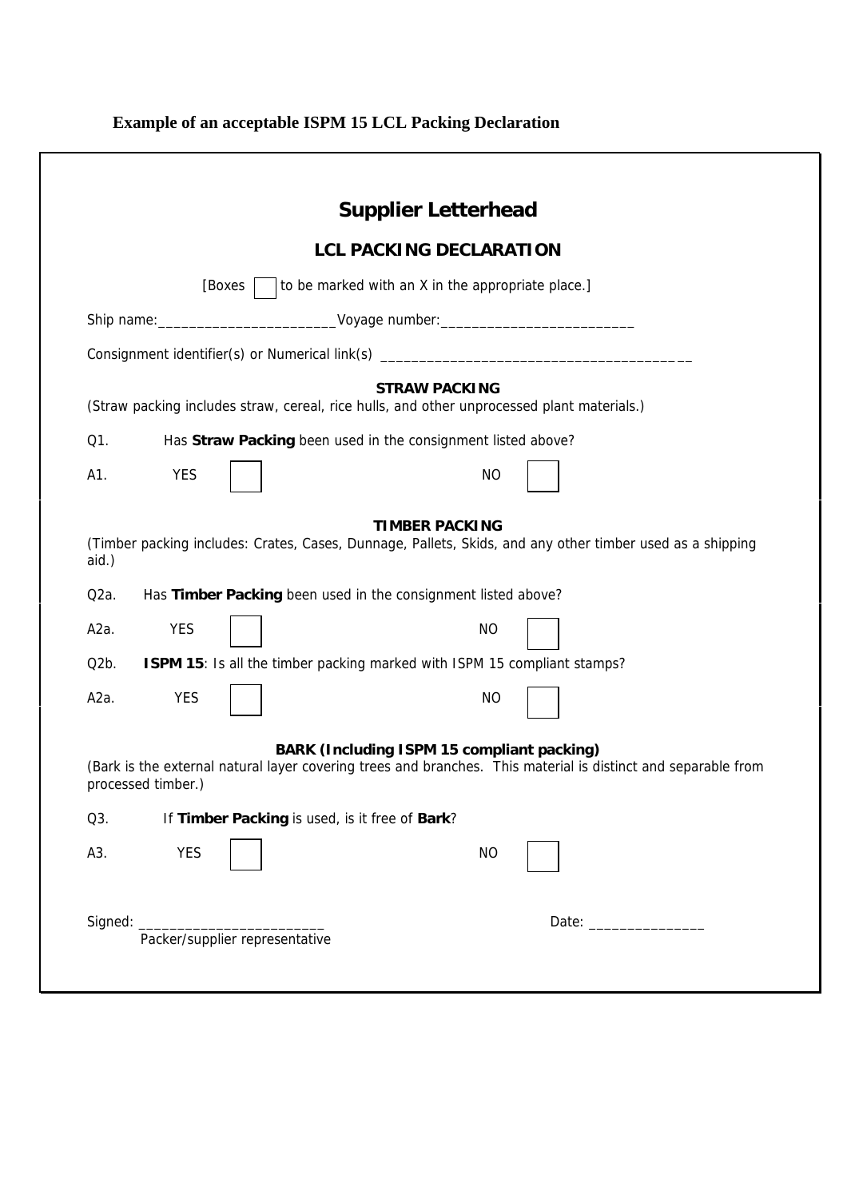**Example of an acceptable ISPM 15 LCL Packing Declaration**

# Supplier Letterhead

## LCL PACKING DECLARATION

[Boxes ☐ to be marked with an X in the appropriate place.]

Ship name:_______________________ Voyage number:_________________________

Consignment identifier(s) or Numerical link(s) ________________________________________

### STRAW PACKING

(Straw packing includes straw, cereal, rice hulls, and other unprocessed plant materials.)

Q1. Has **Straw Packing** been used in the consignment listed above?

A1. YES ☐ NO ☐

### TIMBER PACKING

(Timber packing includes: Crates, Cases, Dunnage, Pallets, Skids, and any other timber used as a shipping aid.)

Q2a. Has **Timber Packing** been used in the consignment listed above?

A2a. YES ☐ NO ☐

Q2b. **ISPM 15**: Is all the timber packing marked with ISPM 15 compliant stamps?

A2a. YES ☐ NO ☐

### BARK (Including ISPM 15 compliant packing)

(Bark is the external natural layer covering trees and branches. This material is distinct and separable from processed timber.)

Q3. If **Timber Packing** is used, is it free of **Bark**?

A3. YES ☐ NO ☐

Signed: ________________________ Date: _______________

Packer/supplier representative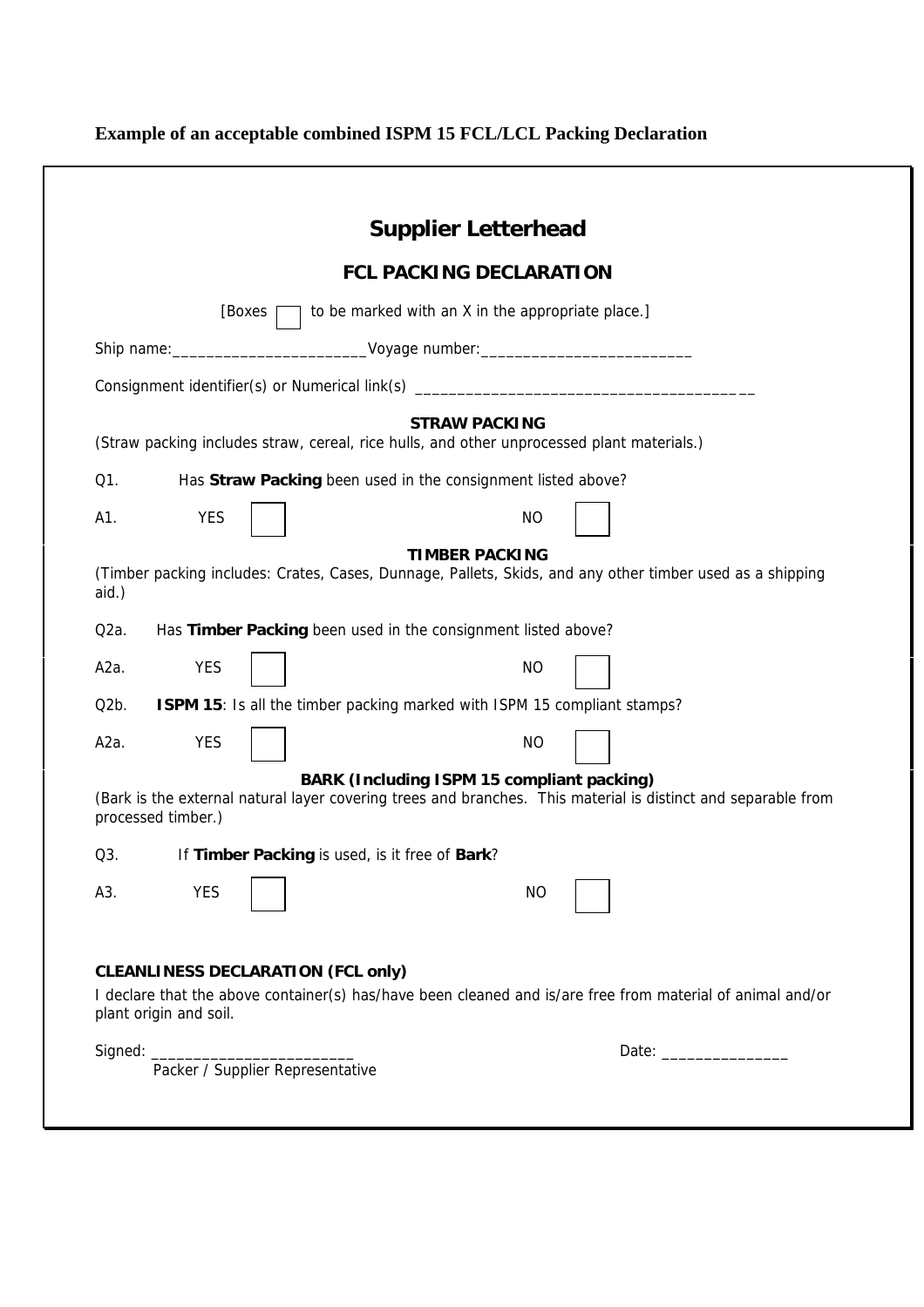**Example of an acceptable combined ISPM 15 FCL/LCL Packing Declaration**

## Supplier Letterhead

### FCL PACKING DECLARATION

[Boxes ☐ to be marked with an X in the appropriate place.]

Ship name:_______________________Voyage number:_________________________

Consignment identifier(s) or Numerical link(s) _______________________________________

**STRAW PACKING**

(Straw packing includes straw, cereal, rice hulls, and other unprocessed plant materials.)

Q1. Has **Straw Packing** been used in the consignment listed above?

A1. YES ☐ NO ☐

**TIMBER PACKING**

(Timber packing includes: Crates, Cases, Dunnage, Pallets, Skids, and any other timber used as a shipping aid.)

Q2a. Has **Timber Packing** been used in the consignment listed above?

A2a. YES ☐ NO ☐

Q2b. **ISPM 15**: Is all the timber packing marked with ISPM 15 compliant stamps?

A2a. YES ☐ NO ☐

**BARK (Including ISPM 15 compliant packing)**

(Bark is the external natural layer covering trees and branches. This material is distinct and separable from processed timber.)

Q3. If **Timber Packing** is used, is it free of **Bark**?

A3. YES ☐ NO ☐

**CLEANLINESS DECLARATION (FCL only)**

I declare that the above container(s) has/have been cleaned and is/are free from material of animal and/or plant origin and soil.

Signed: ________________________ Date: _______________

Packer / Supplier Representative